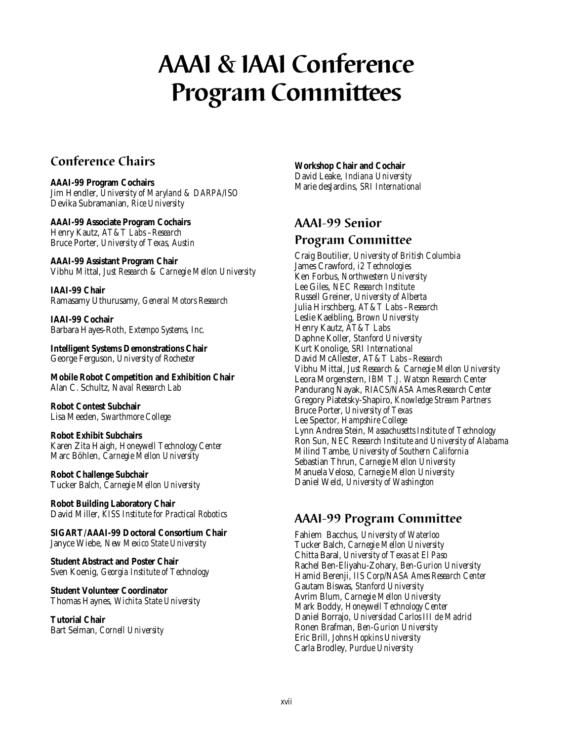# AAAI & IAAI Conference Program Committees

## Conference Chairs

**AAAI-99 Program Cochairs**
Jim Hendler, *University of Maryland & DARPA/ISO*
Devika Subramanian, *Rice University*

**AAAI-99 Associate Program Cochairs**
Henry Kautz, *AT&T Labs–Research*
Bruce Porter, *University of Texas, Austin*

**AAAI-99 Assistant Program Chair**
Vibhu Mittal, *Just Research & Carnegie Mellon University*

**IAAI-99 Chair**
Ramasamy Uthurusamy, *General Motors Research*

**IAAI-99 Cochair**
Barbara Hayes-Roth, *Extempo Systems, Inc.*

**Intelligent Systems Demonstrations Chair**
George Ferguson, *University of Rochester*

**Mobile Robot Competition and Exhibition Chair**
Alan C. Schultz, *Naval Research Lab*

**Robot Contest Subchair**
Lisa Meeden, *Swarthmore College*

**Robot Exhibit Subchairs**
Karen Zita Haigh, *Honeywell Technology Center*
Marc Böhlen, *Carnegie Mellon University*

**Robot Challenge Subchair**
Tucker Balch, *Carnegie Mellon University*

**Robot Building Laboratory Chair**
David Miller, *KISS Institute for Practical Robotics*

**SIGART/AAAI-99 Doctoral Consortium Chair**
Janyce Wiebe, *New Mexico State University*

**Student Abstract and Poster Chair**
Sven Koenig, *Georgia Institute of Technology*

**Student Volunteer Coordinator**
Thomas Haynes, *Wichita State University*

**Tutorial Chair**
Bart Selman, *Cornell University*

**Workshop Chair and Cochair**
David Leake, *Indiana University*
Marie desJardins, *SRI International*

## AAAI-99 Senior Program Committee

Craig Boutilier, *University of British Columbia*
James Crawford, *i2 Technologies*
Ken Forbus, *Northwestern University*
Lee Giles, *NEC Research Institute*
Russell Greiner, *University of Alberta*
Julia Hirschberg, *AT&T Labs–Research*
Leslie Kaelbling, *Brown University*
Henry Kautz, *AT&T Labs*
Daphne Koller, *Stanford University*
Kurt Konolige, *SRI International*
David McAllester, *AT&T Labs–Research*
Vibhu Mittal, *Just Research & Carnegie Mellon University*
Leora Morgenstern, *IBM T.J. Watson Research Center*
Pandurang Nayak, *RIACS/NASA Ames Research Center*
Gregory Piatetsky-Shapiro, *Knowledge Stream Partners*
Bruce Porter, *University of Texas*
Lee Spector, *Hampshire College*
Lynn Andrea Stein, *Massachusetts Institute of Technology*
Ron Sun, *NEC Research Institute and University of Alabama*
Milind Tambe, *University of Southern California*
Sebastian Thrun, *Carnegie Mellon University*
Manuela Veloso, *Carnegie Mellon University*
Daniel Weld, *University of Washington*

## AAAI-99 Program Committee

Fahiem Bacchus, *University of Waterloo*
Tucker Balch, *Carnegie Mellon University*
Chitta Baral, *University of Texas at El Paso*
Rachel Ben-Eliyahu-Zohary, *Ben-Gurion University*
Hamid Berenji, *IIS Corp/NASA Ames Research Center*
Gautam Biswas, *Stanford University*
Avrim Blum, *Carnegie Mellon University*
Mark Boddy, *Honeywell Technology Center*
Daniel Borrajo, *Universidad Carlos III de Madrid*
Ronen Brafman, *Ben-Gurion University*
Eric Brill, *Johns Hopkins University*
Carla Brodley, *Purdue University*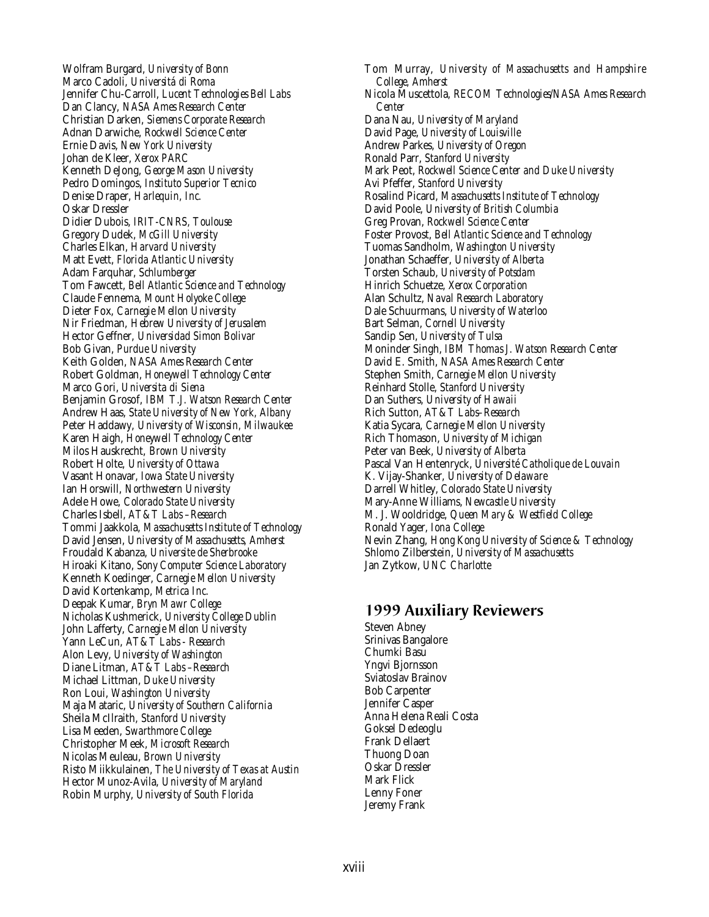Wolfram Burgard, *University of Bonn*
Marco Cadoli, *Universitá di Roma*
Jennifer Chu-Carroll, *Lucent Technologies Bell Labs*
Dan Clancy, *NASA Ames Research Center*
Christian Darken, *Siemens Corporate Research*
Adnan Darwiche, *Rockwell Science Center*
Ernie Davis, *New York University*
Johan de Kleer, *Xerox PARC*
Kenneth DeJong, *George Mason University*
Pedro Domingos, *Instituto Superior Tecnico*
Denise Draper, *Harlequin, Inc.*
Oskar Dressler
Didier Dubois, *IRIT-CNRS, Toulouse*
Gregory Dudek, *McGill University*
Charles Elkan, *Harvard University*
Matt Evett, *Florida Atlantic University*
Adam Farquhar, *Schlumberger*
Tom Fawcett, *Bell Atlantic Science and Technology*
Claude Fennema, *Mount Holyoke College*
Dieter Fox, *Carnegie Mellon University*
Nir Friedman, *Hebrew University of Jerusalem*
Hector Geffner, *Universidad Simon Bolivar*
Bob Givan, *Purdue University*
Keith Golden, *NASA Ames Research Center*
Robert Goldman, *Honeywell Technology Center*
Marco Gori, *Universita di Siena*
Benjamin Grosof, *IBM T.J. Watson Research Center*
Andrew Haas, *State University of New York, Albany*
Peter Haddawy, *University of Wisconsin, Milwaukee*
Karen Haigh, *Honeywell Technology Center*
Milos Hauskrecht, *Brown University*
Robert Holte, *University of Ottawa*
Vasant Honavar, *Iowa State University*
Ian Horswill, *Northwestern University*
Adele Howe, *Colorado State University*
Charles Isbell, *AT&T Labs –Research*
Tommi Jaakkola, *Massachusetts Institute of Technology*
David Jensen, *University of Massachusetts, Amherst*
Froudald Kabanza, *Universite de Sherbrooke*
Hiroaki Kitano, *Sony Computer Science Laboratory*
Kenneth Koedinger, *Carnegie Mellon University*
David Kortenkamp, *Metrica Inc.*
Deepak Kumar, *Bryn Mawr College*
Nicholas Kushmerick, *University College Dublin*
John Lafferty, *Carnegie Mellon University*
Yann LeCun, *AT&T Labs - Research*
Alon Levy, *University of Washington*
Diane Litman, *AT&T Labs –Research*
Michael Littman, *Duke University*
Ron Loui, *Washington University*
Maja Mataric, *University of Southern California*
Sheila McIlraith, *Stanford University*
Lisa Meeden, *Swarthmore College*
Christopher Meek, *Microsoft Research*
Nicolas Meuleau, *Brown University*
Risto Miikkulainen, *The University of Texas at Austin*
Hector Munoz-Avila, *University of Maryland*
Robin Murphy, *University of South Florida*
Tom Murray, *University of Massachusetts and Hampshire College, Amherst*
Nicola Muscettola, *RECOM Technologies/NASA Ames Research Center*
Dana Nau, *University of Maryland*
David Page, *University of Louisville*
Andrew Parkes, *University of Oregon*
Ronald Parr, *Stanford University*
Mark Peot, *Rockwell Science Center and Duke University*
Avi Pfeffer, *Stanford University*
Rosalind Picard, *Massachusetts Institute of Technology*
David Poole, *University of British Columbia*
Greg Provan, *Rockwell Science Center*
Foster Provost, *Bell Atlantic Science and Technology*
Tuomas Sandholm, *Washington University*
Jonathan Schaeffer, *University of Alberta*
Torsten Schaub, *University of Potsdam*
Hinrich Schuetze, *Xerox Corporation*
Alan Schultz, *Naval Research Laboratory*
Dale Schuurmans, *University of Waterloo*
Bart Selman, *Cornell University*
Sandip Sen, *University of Tulsa*
Moninder Singh, *IBM Thomas J. Watson Research Center*
David E. Smith, *NASA Ames Research Center*
Stephen Smith, *Carnegie Mellon University*
Reinhard Stolle, *Stanford University*
Dan Suthers, *University of Hawaii*
Rich Sutton, *AT&T Labs–Research*
Katia Sycara, *Carnegie Mellon University*
Rich Thomason, *University of Michigan*
Peter van Beek, *University of Alberta*
Pascal Van Hentenryck, *Université Catholique de Louvain*
K. Vijay-Shanker, *University of Delaware*
Darrell Whitley, *Colorado State University*
Mary-Anne Williams, *Newcastle University*
M. J. Wooldridge, *Queen Mary & Westfield College*
Ronald Yager, *Iona College*
Nevin Zhang, *Hong Kong University of Science & Technology*
Shlomo Zilberstein, *University of Massachusetts*
Jan Zytkow, *UNC Charlotte*

## 1999 Auxiliary Reviewers

Steven Abney
Srinivas Bangalore
Chumki Basu
Yngvi Bjornsson
Sviatoslav Brainov
Bob Carpenter
Jennifer Casper
Anna Helena Reali Costa
Goksel Dedeoglu
Frank Dellaert
Thuong Doan
Oskar Dressler
Mark Flick
Lenny Foner
Jeremy Frank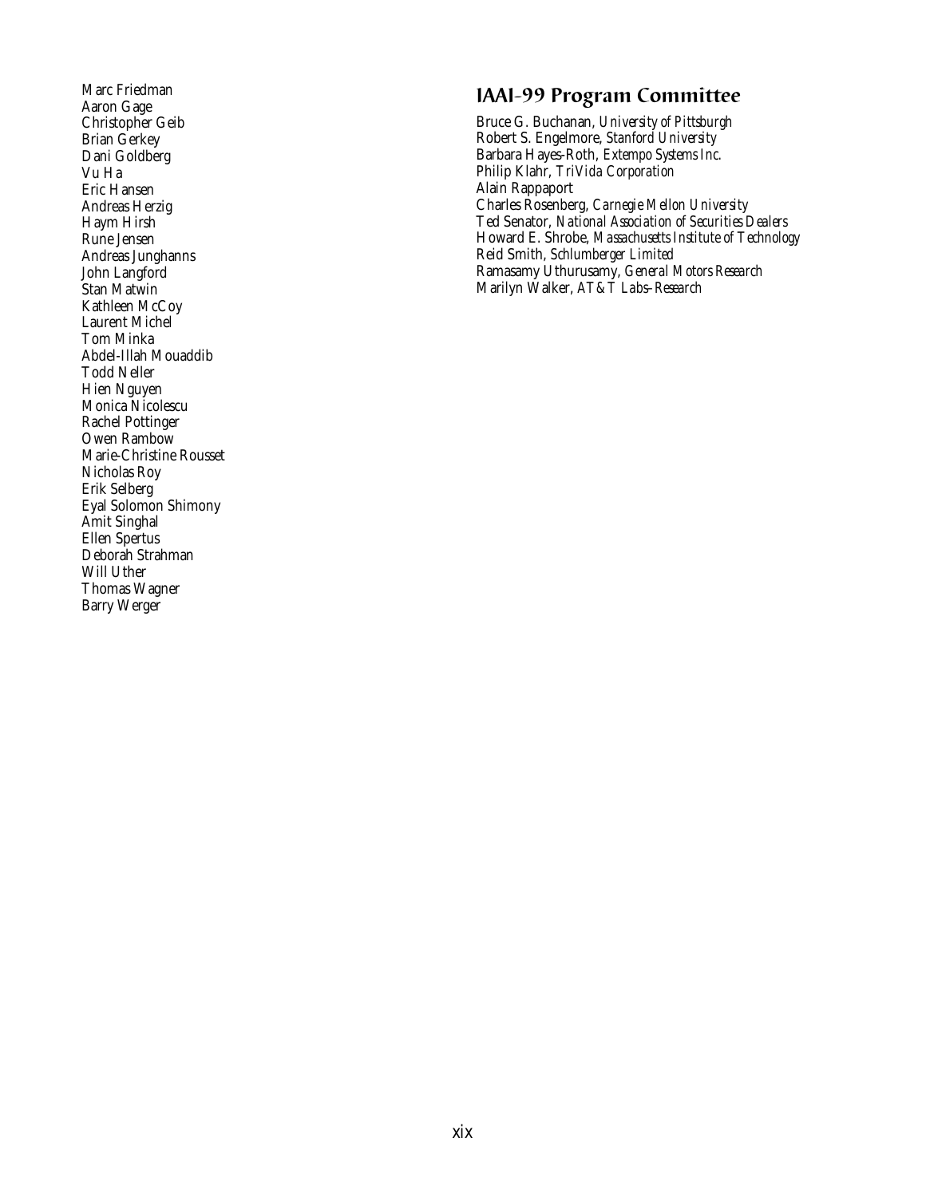Marc Friedman
Aaron Gage
Christopher Geib
Brian Gerkey
Dani Goldberg
Vu Ha
Eric Hansen
Andreas Herzig
Haym Hirsh
Rune Jensen
Andreas Junghanns
John Langford
Stan Matwin
Kathleen McCoy
Laurent Michel
Tom Minka
Abdel-Illah Mouaddib
Todd Neller
Hien Nguyen
Monica Nicolescu
Rachel Pottinger
Owen Rambow
Marie-Christine Rousset
Nicholas Roy
Erik Selberg
Eyal Solomon Shimony
Amit Singhal
Ellen Spertus
Deborah Strahman
Will Uther
Thomas Wagner
Barry Werger

## IAAI-99 Program Committee

Bruce G. Buchanan, *University of Pittsburgh*
Robert S. Engelmore, *Stanford University*
Barbara Hayes-Roth, *Extempo Systems Inc.*
Philip Klahr, *TriVida Corporation*
Alain Rappaport
Charles Rosenberg, *Carnegie Mellon University*
Ted Senator, *National Association of Securities Dealers*
Howard E. Shrobe, *Massachusetts Institute of Technology*
Reid Smith, *Schlumberger Limited*
Ramasamy Uthurusamy, *General Motors Research*
Marilyn Walker, *AT&T Labs–Research*